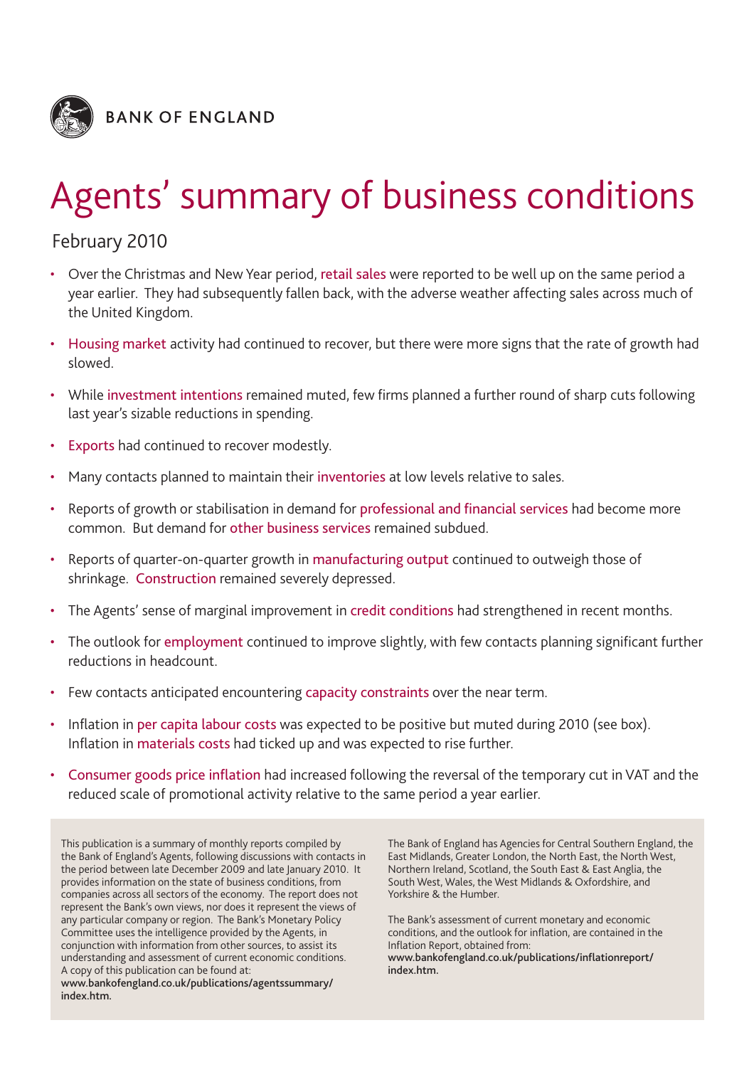BANK OF ENGLAND

# Agents' summary of business conditions

February 2010

- Over the Christmas and New Year period, retail sales were reported to be well up on the same period a year earlier. They had subsequently fallen back, with the adverse weather affecting sales across much of the United Kingdom.
- Housing market activity had continued to recover, but there were more signs that the rate of growth had slowed.
- While investment intentions remained muted, few firms planned a further round of sharp cuts following last year's sizable reductions in spending.
- Exports had continued to recover modestly.
- Many contacts planned to maintain their inventories at low levels relative to sales.
- Reports of growth or stabilisation in demand for professional and financial services had become more common. But demand for other business services remained subdued.
- Reports of quarter-on-quarter growth in manufacturing output continued to outweigh those of shrinkage. Construction remained severely depressed.
- The Agents' sense of marginal improvement in credit conditions had strengthened in recent months.
- The outlook for employment continued to improve slightly, with few contacts planning significant further reductions in headcount.
- Few contacts anticipated encountering capacity constraints over the near term.
- Inflation in per capita labour costs was expected to be positive but muted during 2010 (see box). Inflation in materials costs had ticked up and was expected to rise further.
- Consumer goods price inflation had increased following the reversal of the temporary cut in VAT and the reduced scale of promotional activity relative to the same period a year earlier.

This publication is a summary of monthly reports compiled by the Bank of England's Agents, following discussions with contacts in the period between late December 2009 and late January 2010. It provides information on the state of business conditions, from companies across all sectors of the economy. The report does not represent the Bank's own views, nor does it represent the views of any particular company or region. The Bank's Monetary Policy Committee uses the intelligence provided by the Agents, in conjunction with information from other sources, to assist its understanding and assessment of current economic conditions. A copy of this publication can be found at:
**www.bankofengland.co.uk/publications/agentssummary/index.htm.**

The Bank of England has Agencies for Central Southern England, the East Midlands, Greater London, the North East, the North West, Northern Ireland, Scotland, the South East & East Anglia, the South West, Wales, the West Midlands & Oxfordshire, and Yorkshire & the Humber.

The Bank's assessment of current monetary and economic conditions, and the outlook for inflation, are contained in the Inflation Report, obtained from:
**www.bankofengland.co.uk/publications/inflationreport/index.htm.**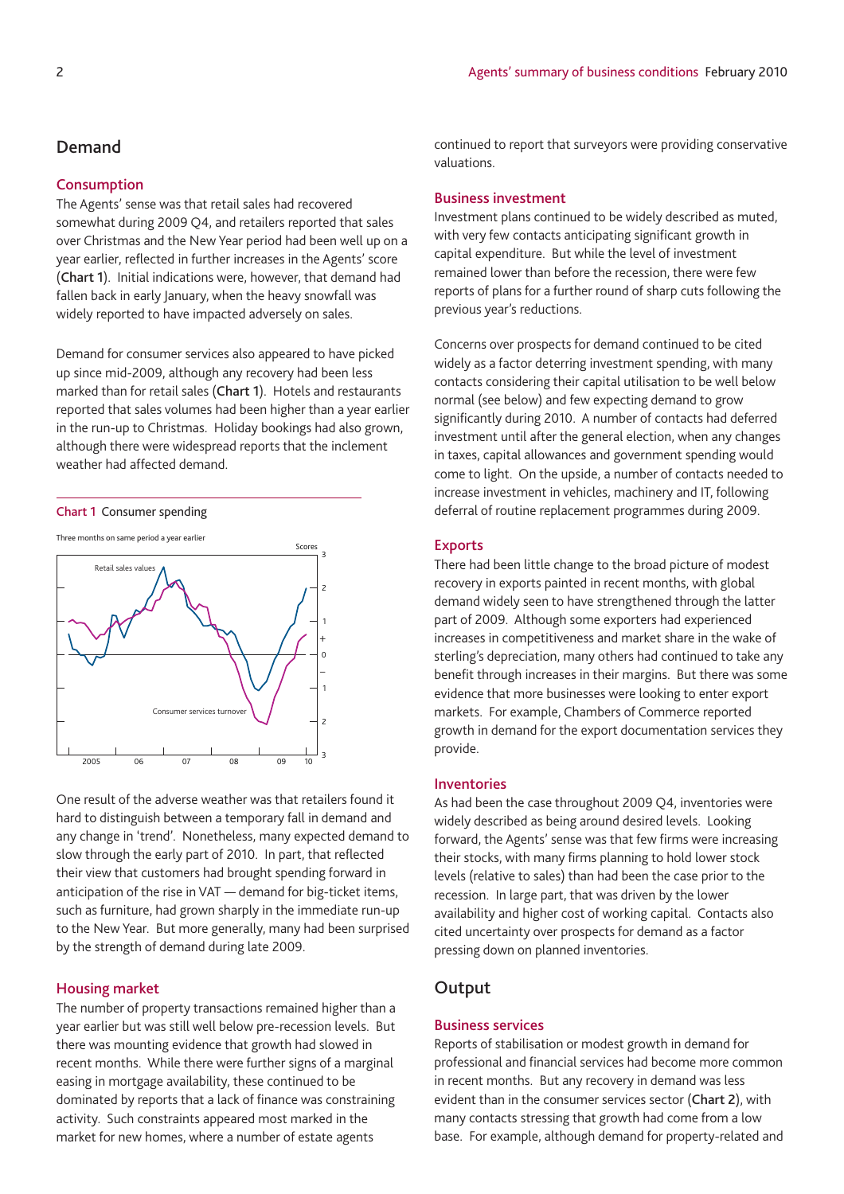## Demand

### Consumption

The Agents' sense was that retail sales had recovered somewhat during 2009 Q4, and retailers reported that sales over Christmas and the New Year period had been well up on a year earlier, reflected in further increases in the Agents' score (**Chart 1**). Initial indications were, however, that demand had fallen back in early January, when the heavy snowfall was widely reported to have impacted adversely on sales.

Demand for consumer services also appeared to have picked up since mid-2009, although any recovery had been less marked than for retail sales (**Chart 1**). Hotels and restaurants reported that sales volumes had been higher than a year earlier in the run-up to Christmas. Holiday bookings had also grown, although there were widespread reports that the inclement weather had affected demand.

Chart 1 Consumer spending

One result of the adverse weather was that retailers found it hard to distinguish between a temporary fall in demand and any change in 'trend'. Nonetheless, many expected demand to slow through the early part of 2010. In part, that reflected their view that customers had brought spending forward in anticipation of the rise in VAT — demand for big-ticket items, such as furniture, had grown sharply in the immediate run-up to the New Year. But more generally, many had been surprised by the strength of demand during late 2009.

### Housing market

The number of property transactions remained higher than a year earlier but was still well below pre-recession levels. But there was mounting evidence that growth had slowed in recent months. While there were further signs of a marginal easing in mortgage availability, these continued to be dominated by reports that a lack of finance was constraining activity. Such constraints appeared most marked in the market for new homes, where a number of estate agents continued to report that surveyors were providing conservative valuations.

### Business investment

Investment plans continued to be widely described as muted, with very few contacts anticipating significant growth in capital expenditure. But while the level of investment remained lower than before the recession, there were few reports of plans for a further round of sharp cuts following the previous year's reductions.

Concerns over prospects for demand continued to be cited widely as a factor deterring investment spending, with many contacts considering their capital utilisation to be well below normal (see below) and few expecting demand to grow significantly during 2010. A number of contacts had deferred investment until after the general election, when any changes in taxes, capital allowances and government spending would come to light. On the upside, a number of contacts needed to increase investment in vehicles, machinery and IT, following deferral of routine replacement programmes during 2009.

### Exports

There had been little change to the broad picture of modest recovery in exports painted in recent months, with global demand widely seen to have strengthened through the latter part of 2009. Although some exporters had experienced increases in competitiveness and market share in the wake of sterling's depreciation, many others had continued to take any benefit through increases in their margins. But there was some evidence that more businesses were looking to enter export markets. For example, Chambers of Commerce reported growth in demand for the export documentation services they provide.

### Inventories

As had been the case throughout 2009 Q4, inventories were widely described as being around desired levels. Looking forward, the Agents' sense was that few firms were increasing their stocks, with many firms planning to hold lower stock levels (relative to sales) than had been the case prior to the recession. In large part, that was driven by the lower availability and higher cost of working capital. Contacts also cited uncertainty over prospects for demand as a factor pressing down on planned inventories.

## Output

### Business services

Reports of stabilisation or modest growth in demand for professional and financial services had become more common in recent months. But any recovery in demand was less evident than in the consumer services sector (**Chart 2**), with many contacts stressing that growth had come from a low base. For example, although demand for property-related and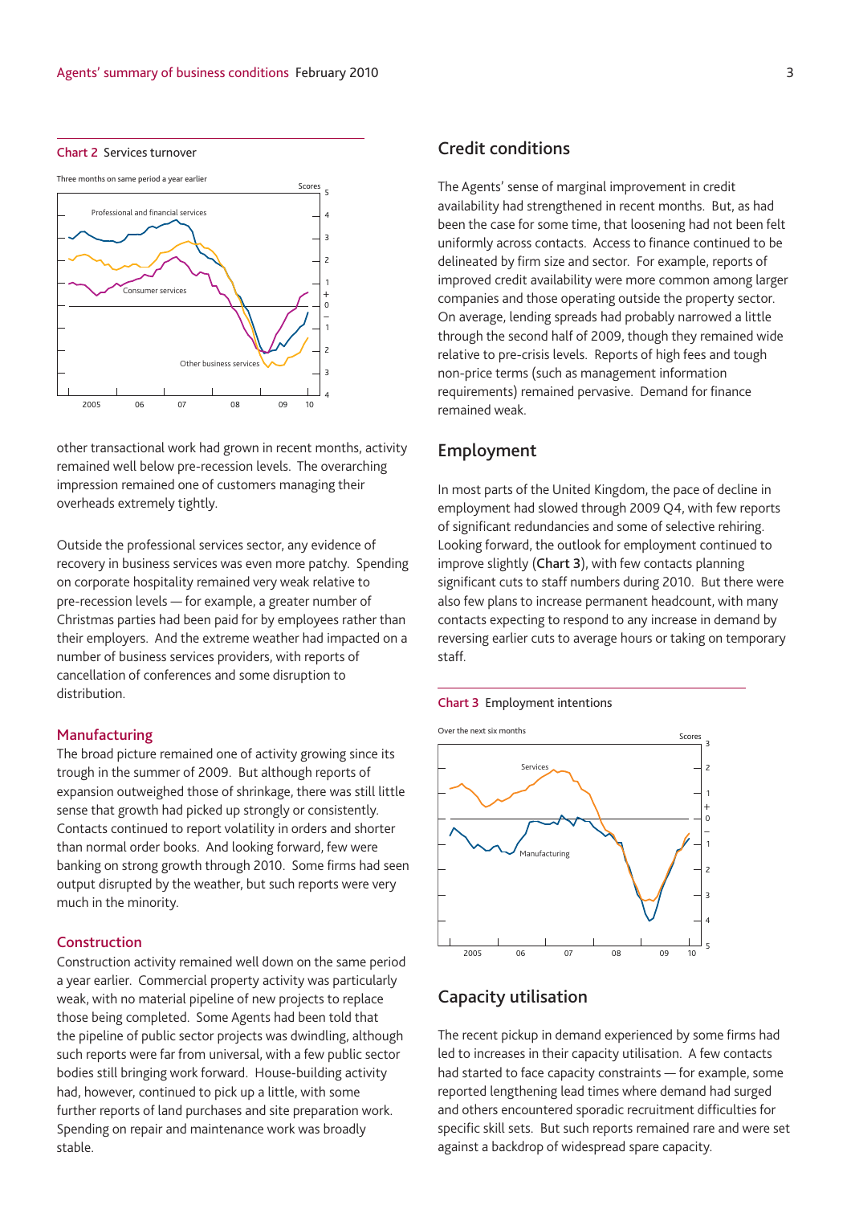Chart 2 Services turnover

other transactional work had grown in recent months, activity remained well below pre-recession levels. The overarching impression remained one of customers managing their overheads extremely tightly.

Outside the professional services sector, any evidence of recovery in business services was even more patchy. Spending on corporate hospitality remained very weak relative to pre-recession levels — for example, a greater number of Christmas parties had been paid for by employees rather than their employers. And the extreme weather had impacted on a number of business services providers, with reports of cancellation of conferences and some disruption to distribution.

### Manufacturing

The broad picture remained one of activity growing since its trough in the summer of 2009. But although reports of expansion outweighed those of shrinkage, there was still little sense that growth had picked up strongly or consistently. Contacts continued to report volatility in orders and shorter than normal order books. And looking forward, few were banking on strong growth through 2010. Some firms had seen output disrupted by the weather, but such reports were very much in the minority.

### Construction

Construction activity remained well down on the same period a year earlier. Commercial property activity was particularly weak, with no material pipeline of new projects to replace those being completed. Some Agents had been told that the pipeline of public sector projects was dwindling, although such reports were far from universal, with a few public sector bodies still bringing work forward. House-building activity had, however, continued to pick up a little, with some further reports of land purchases and site preparation work. Spending on repair and maintenance work was broadly stable.

## Credit conditions

The Agents' sense of marginal improvement in credit availability had strengthened in recent months. But, as had been the case for some time, that loosening had not been felt uniformly across contacts. Access to finance continued to be delineated by firm size and sector. For example, reports of improved credit availability were more common among larger companies and those operating outside the property sector. On average, lending spreads had probably narrowed a little through the second half of 2009, though they remained wide relative to pre-crisis levels. Reports of high fees and tough non-price terms (such as management information requirements) remained pervasive. Demand for finance remained weak.

## Employment

In most parts of the United Kingdom, the pace of decline in employment had slowed through 2009 Q4, with few reports of significant redundancies and some of selective rehiring. Looking forward, the outlook for employment continued to improve slightly (**Chart 3**), with few contacts planning significant cuts to staff numbers during 2010. But there were also few plans to increase permanent headcount, with many contacts expecting to respond to any increase in demand by reversing earlier cuts to average hours or taking on temporary staff.

Chart 3 Employment intentions

## Capacity utilisation

The recent pickup in demand experienced by some firms had led to increases in their capacity utilisation. A few contacts had started to face capacity constraints — for example, some reported lengthening lead times where demand had surged and others encountered sporadic recruitment difficulties for specific skill sets. But such reports remained rare and were set against a backdrop of widespread spare capacity.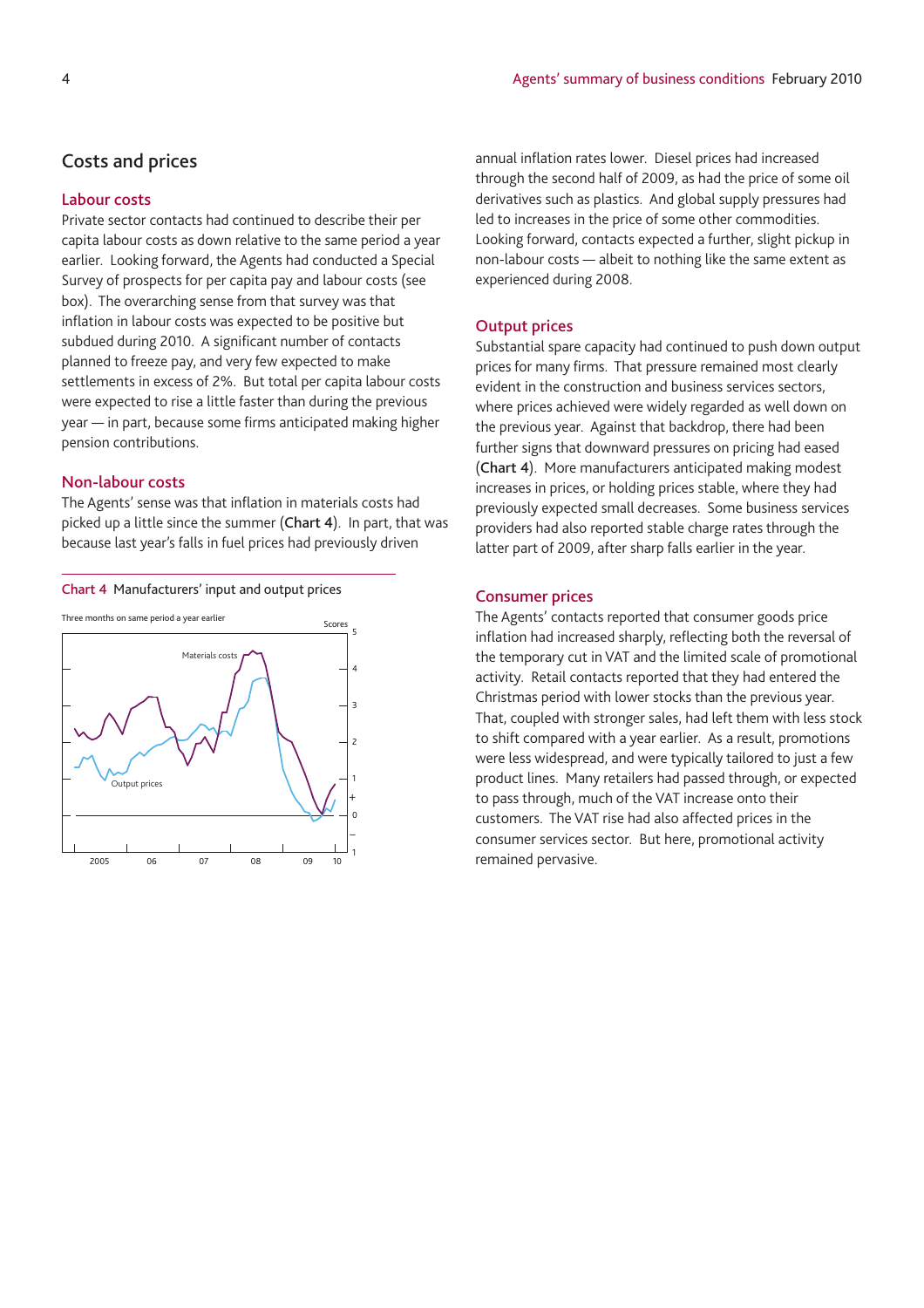## Costs and prices

### Labour costs

Private sector contacts had continued to describe their per capita labour costs as down relative to the same period a year earlier. Looking forward, the Agents had conducted a Special Survey of prospects for per capita pay and labour costs (see box). The overarching sense from that survey was that inflation in labour costs was expected to be positive but subdued during 2010. A significant number of contacts planned to freeze pay, and very few expected to make settlements in excess of 2%. But total per capita labour costs were expected to rise a little faster than during the previous year — in part, because some firms anticipated making higher pension contributions.

### Non-labour costs

The Agents' sense was that inflation in materials costs had picked up a little since the summer (**Chart 4**). In part, that was because last year's falls in fuel prices had previously driven annual inflation rates lower. Diesel prices had increased through the second half of 2009, as had the price of some oil derivatives such as plastics. And global supply pressures had led to increases in the price of some other commodities. Looking forward, contacts expected a further, slight pickup in non-labour costs — albeit to nothing like the same extent as experienced during 2008.

**Chart 4** Manufacturers' input and output prices

### Output prices

Substantial spare capacity had continued to push down output prices for many firms. That pressure remained most clearly evident in the construction and business services sectors, where prices achieved were widely regarded as well down on the previous year. Against that backdrop, there had been further signs that downward pressures on pricing had eased (**Chart 4**). More manufacturers anticipated making modest increases in prices, or holding prices stable, where they had previously expected small decreases. Some business services providers had also reported stable charge rates through the latter part of 2009, after sharp falls earlier in the year.

### Consumer prices

The Agents' contacts reported that consumer goods price inflation had increased sharply, reflecting both the reversal of the temporary cut in VAT and the limited scale of promotional activity. Retail contacts reported that they had entered the Christmas period with lower stocks than the previous year. That, coupled with stronger sales, had left them with less stock to shift compared with a year earlier. As a result, promotions were less widespread, and were typically tailored to just a few product lines. Many retailers had passed through, or expected to pass through, much of the VAT increase onto their customers. The VAT rise had also affected prices in the consumer services sector. But here, promotional activity remained pervasive.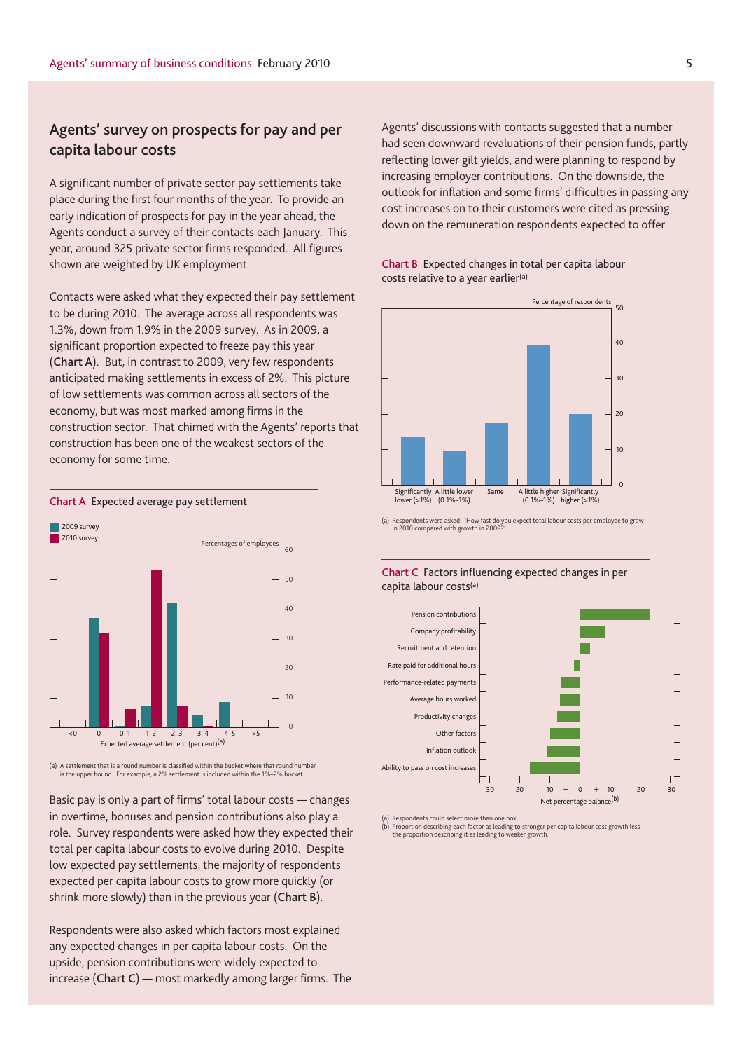## Agents' survey on prospects for pay and per capita labour costs

A significant number of private sector pay settlements take place during the first four months of the year. To provide an early indication of prospects for pay in the year ahead, the Agents conduct a survey of their contacts each January. This year, around 325 private sector firms responded. All figures shown are weighted by UK employment.

Contacts were asked what they expected their pay settlement to be during 2010. The average across all respondents was 1.3%, down from 1.9% in the 2009 survey. As in 2009, a significant proportion expected to freeze pay this year (**Chart A**). But, in contrast to 2009, very few respondents anticipated making settlements in excess of 2%. This picture of low settlements was common across all sectors of the economy, but was most marked among firms in the construction sector. That chimed with the Agents' reports that construction has been one of the weakest sectors of the economy for some time.

**Chart A** Expected average pay settlement

2009 survey
2010 survey
Percentages of employees
60
50
40
30
20
10
0
<0
0
0–1
1–2
2–3
3–4
4–5
>5
Expected average settlement (per cent)[(a)]

(a) A settlement that is a round number is classified within the bucket where that round number is the upper bound. For example, a 2% settlement is included within the 1%–2% bucket.

Basic pay is only a part of firms' total labour costs — changes in overtime, bonuses and pension contributions also play a role. Survey respondents were asked how they expected their total per capita labour costs to evolve during 2010. Despite low expected pay settlements, the majority of respondents expected per capita labour costs to grow more quickly (or shrink more slowly) than in the previous year (**Chart B**).

Respondents were also asked which factors most explained any expected changes in per capita labour costs. On the upside, pension contributions were widely expected to increase (**Chart C**) — most markedly among larger firms. The Agents' discussions with contacts suggested that a number had seen downward revaluations of their pension funds, partly reflecting lower gilt yields, and were planning to respond by increasing employer contributions. On the downside, the outlook for inflation and some firms' difficulties in passing any cost increases on to their customers were cited as pressing down on the remuneration respondents expected to offer.

**Chart B** Expected changes in total per capita labour costs relative to a year earlier[(a)]

Percentage of respondents
50
40
30
20
10
0
Significantly lower (>1%)
A little lower (0.1%–1%)
Same
A little higher (0.1%–1%)
Significantly higher (>1%)

(a) Respondents were asked: 'How fast do you expect total labour costs per employee to grow in 2010 compared with growth in 2009?'.

**Chart C** Factors influencing expected changes in per capita labour costs[(a)]

Pension contributions
Company profitability
Recruitment and retention
Rate paid for additional hours
Performance-related payments
Average hours worked
Productivity changes
Other factors
Inflation outlook
Ability to pass on cost increases
30
20
10
–
0
+
10
20
30
Net percentage balance[(b)]

(a) Respondents could select more than one box.
(b) Proportion describing each factor as leading to stronger per capita labour cost growth less the proportion describing it as leading to weaker growth.